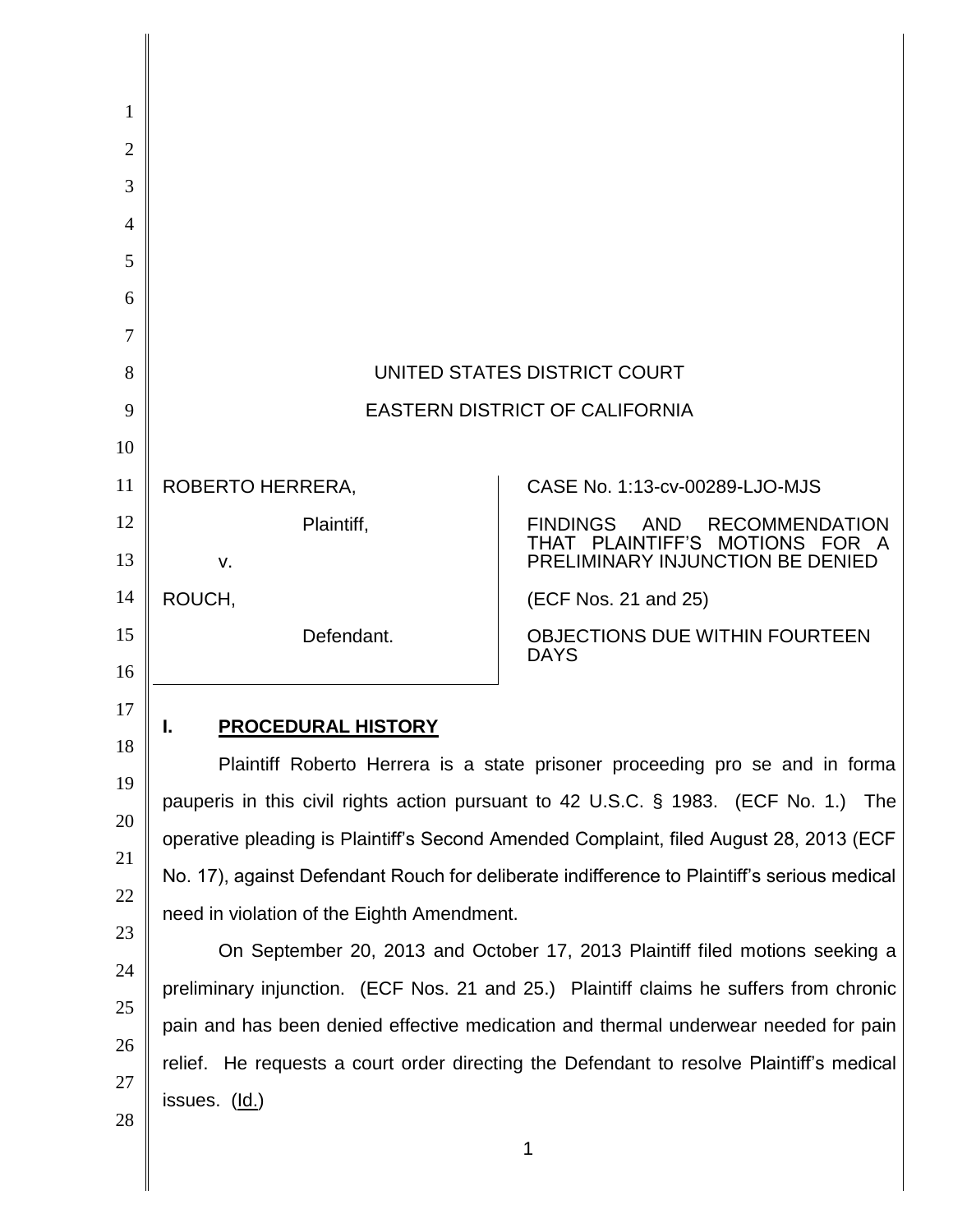UNITED STATES DISTRICT COURT

EASTERN DISTRICT OF CALIFORNIA

| | |
|---|---|
| ROBERTO HERRERA,<br><br>Plaintiff,<br><br>v.<br><br>ROUCH,<br><br>Defendant. | CASE No. 1:13-cv-00289-LJO-MJS<br><br>FINDINGS AND RECOMMENDATION THAT PLAINTIFF'S MOTIONS FOR A PRELIMINARY INJUNCTION BE DENIED<br><br>(ECF Nos. 21 and 25)<br><br>OBJECTIONS DUE WITHIN FOURTEEN DAYS |

## I. PROCEDURAL HISTORY

Plaintiff Roberto Herrera is a state prisoner proceeding pro se and in forma pauperis in this civil rights action pursuant to 42 U.S.C. § 1983. (ECF No. 1.) The operative pleading is Plaintiff's Second Amended Complaint, filed August 28, 2013 (ECF No. 17), against Defendant Rouch for deliberate indifference to Plaintiff's serious medical need in violation of the Eighth Amendment.

On September 20, 2013 and October 17, 2013 Plaintiff filed motions seeking a preliminary injunction. (ECF Nos. 21 and 25.) Plaintiff claims he suffers from chronic pain and has been denied effective medication and thermal underwear needed for pain relief. He requests a court order directing the Defendant to resolve Plaintiff's medical issues. (Id.)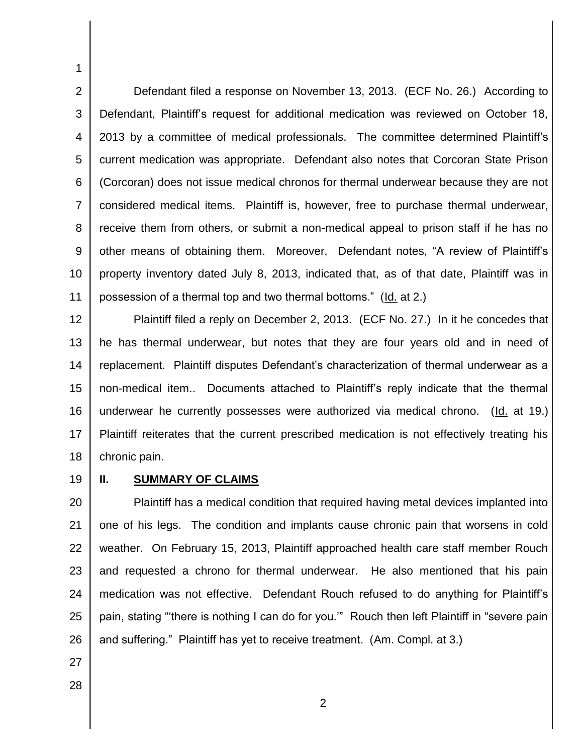Defendant filed a response on November 13, 2013. (ECF No. 26.) According to Defendant, Plaintiff's request for additional medication was reviewed on October 18, 2013 by a committee of medical professionals. The committee determined Plaintiff's current medication was appropriate. Defendant also notes that Corcoran State Prison (Corcoran) does not issue medical chronos for thermal underwear because they are not considered medical items. Plaintiff is, however, free to purchase thermal underwear, receive them from others, or submit a non-medical appeal to prison staff if he has no other means of obtaining them. Moreover, Defendant notes, "A review of Plaintiff's property inventory dated July 8, 2013, indicated that, as of that date, Plaintiff was in possession of a thermal top and two thermal bottoms." (Id. at 2.)

Plaintiff filed a reply on December 2, 2013. (ECF No. 27.) In it he concedes that he has thermal underwear, but notes that they are four years old and in need of replacement. Plaintiff disputes Defendant's characterization of thermal underwear as a non-medical item.. Documents attached to Plaintiff's reply indicate that the thermal underwear he currently possesses were authorized via medical chrono. (Id. at 19.) Plaintiff reiterates that the current prescribed medication is not effectively treating his chronic pain.

## II. SUMMARY OF CLAIMS

Plaintiff has a medical condition that required having metal devices implanted into one of his legs. The condition and implants cause chronic pain that worsens in cold weather. On February 15, 2013, Plaintiff approached health care staff member Rouch and requested a chrono for thermal underwear. He also mentioned that his pain medication was not effective. Defendant Rouch refused to do anything for Plaintiff's pain, stating "'there is nothing I can do for you.'" Rouch then left Plaintiff in "severe pain and suffering." Plaintiff has yet to receive treatment. (Am. Compl. at 3.)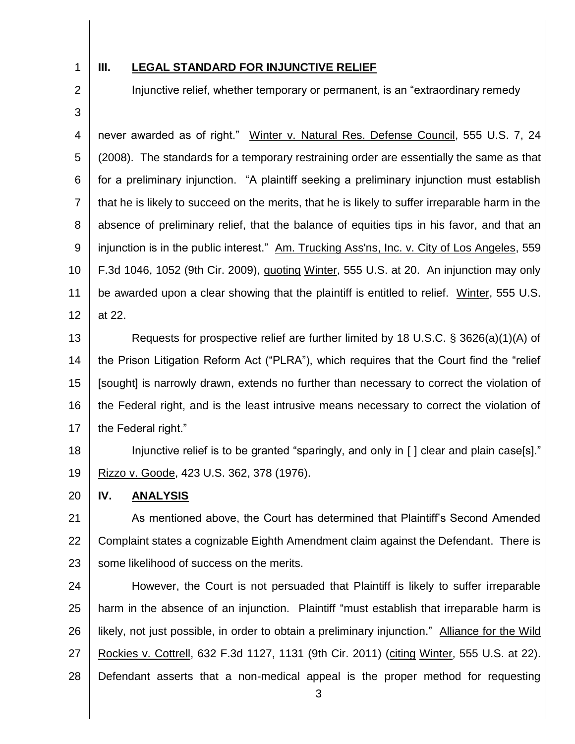## III. LEGAL STANDARD FOR INJUNCTIVE RELIEF

Injunctive relief, whether temporary or permanent, is an "extraordinary remedy never awarded as of right." Winter v. Natural Res. Defense Council, 555 U.S. 7, 24 (2008). The standards for a temporary restraining order are essentially the same as that for a preliminary injunction. "A plaintiff seeking a preliminary injunction must establish that he is likely to succeed on the merits, that he is likely to suffer irreparable harm in the absence of preliminary relief, that the balance of equities tips in his favor, and that an injunction is in the public interest." Am. Trucking Ass'ns, Inc. v. City of Los Angeles, 559 F.3d 1046, 1052 (9th Cir. 2009), quoting Winter, 555 U.S. at 20. An injunction may only be awarded upon a clear showing that the plaintiff is entitled to relief. Winter, 555 U.S. at 22.

Requests for prospective relief are further limited by 18 U.S.C. § 3626(a)(1)(A) of the Prison Litigation Reform Act ("PLRA"), which requires that the Court find the "relief [sought] is narrowly drawn, extends no further than necessary to correct the violation of the Federal right, and is the least intrusive means necessary to correct the violation of the Federal right."

Injunctive relief is to be granted "sparingly, and only in [ ] clear and plain case[s]." Rizzo v. Goode, 423 U.S. 362, 378 (1976).

## IV. ANALYSIS

As mentioned above, the Court has determined that Plaintiff's Second Amended Complaint states a cognizable Eighth Amendment claim against the Defendant. There is some likelihood of success on the merits.

However, the Court is not persuaded that Plaintiff is likely to suffer irreparable harm in the absence of an injunction. Plaintiff "must establish that irreparable harm is likely, not just possible, in order to obtain a preliminary injunction." Alliance for the Wild Rockies v. Cottrell, 632 F.3d 1127, 1131 (9th Cir. 2011) (citing Winter, 555 U.S. at 22). Defendant asserts that a non-medical appeal is the proper method for requesting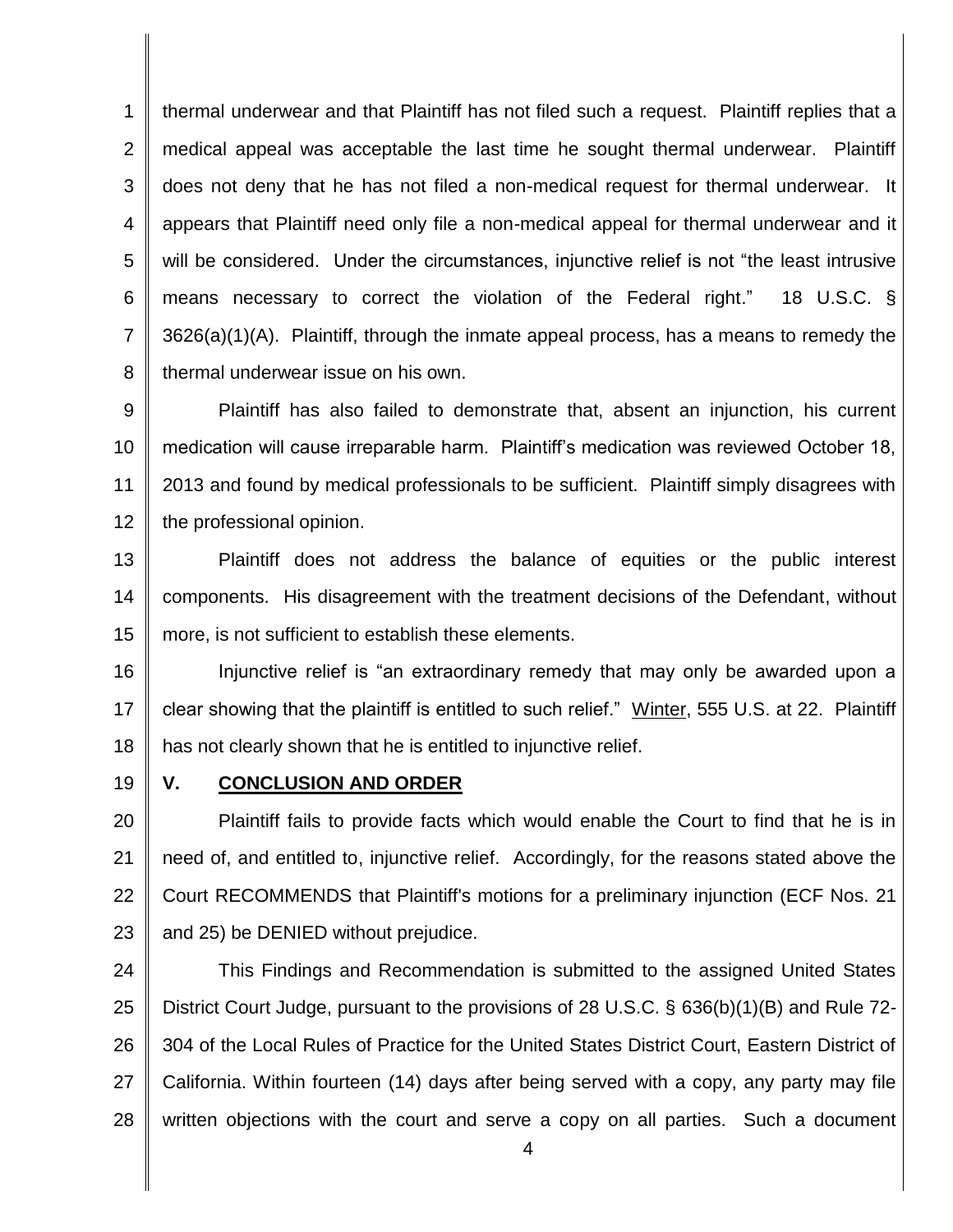thermal underwear and that Plaintiff has not filed such a request. Plaintiff replies that a medical appeal was acceptable the last time he sought thermal underwear. Plaintiff does not deny that he has not filed a non-medical request for thermal underwear. It appears that Plaintiff need only file a non-medical appeal for thermal underwear and it will be considered. Under the circumstances, injunctive relief is not "the least intrusive means necessary to correct the violation of the Federal right." 18 U.S.C. § 3626(a)(1)(A). Plaintiff, through the inmate appeal process, has a means to remedy the thermal underwear issue on his own.

Plaintiff has also failed to demonstrate that, absent an injunction, his current medication will cause irreparable harm. Plaintiff's medication was reviewed October 18, 2013 and found by medical professionals to be sufficient. Plaintiff simply disagrees with the professional opinion.

Plaintiff does not address the balance of equities or the public interest components. His disagreement with the treatment decisions of the Defendant, without more, is not sufficient to establish these elements.

Injunctive relief is "an extraordinary remedy that may only be awarded upon a clear showing that the plaintiff is entitled to such relief." Winter, 555 U.S. at 22. Plaintiff has not clearly shown that he is entitled to injunctive relief.

## V. CONCLUSION AND ORDER

Plaintiff fails to provide facts which would enable the Court to find that he is in need of, and entitled to, injunctive relief. Accordingly, for the reasons stated above the Court RECOMMENDS that Plaintiff's motions for a preliminary injunction (ECF Nos. 21 and 25) be DENIED without prejudice.

This Findings and Recommendation is submitted to the assigned United States District Court Judge, pursuant to the provisions of 28 U.S.C. § 636(b)(1)(B) and Rule 72-304 of the Local Rules of Practice for the United States District Court, Eastern District of California. Within fourteen (14) days after being served with a copy, any party may file written objections with the court and serve a copy on all parties. Such a document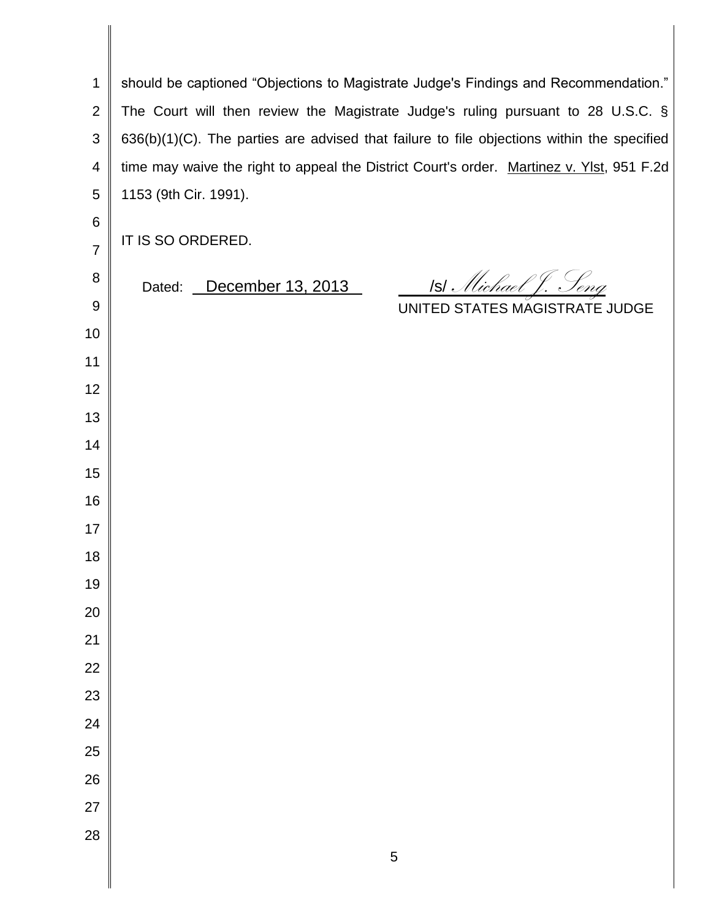should be captioned "Objections to Magistrate Judge's Findings and Recommendation." The Court will then review the Magistrate Judge's ruling pursuant to 28 U.S.C. § 636(b)(1)(C). The parties are advised that failure to file objections within the specified time may waive the right to appeal the District Court's order. Martinez v. Ylst, 951 F.2d 1153 (9th Cir. 1991).

IT IS SO ORDERED.

Dated: December 13, 2013

/s/ *Michael J. Seng*

UNITED STATES MAGISTRATE JUDGE